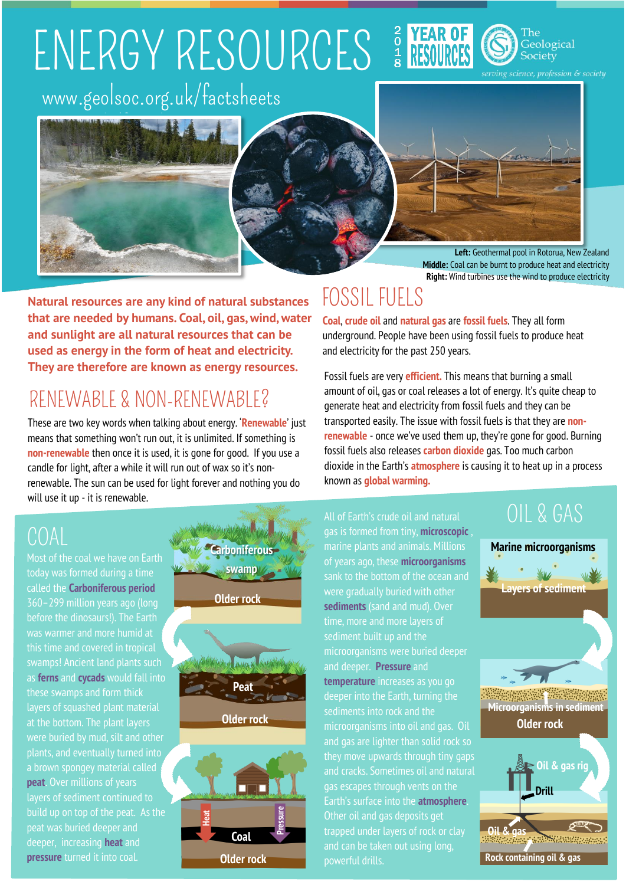# ENERGY RESOURCES

2018 YEAR OF RESOURCES — The Geological Society, serving science, profession & society

www.geolsoc.org.uk/factsheets

**Left:** Geothermal pool in Rotorua, New Zealand
**Middle:** Coal can be burnt to produce heat and electricity
**Right:** Wind turbines use the wind to produce electricity

**Natural resources are any kind of natural substances that are needed by humans. Coal, oil, gas, wind, water and sunlight are all natural resources that can be used as energy in the form of heat and electricity. They are therefore are known as energy resources.**

## RENEWABLE & NON-RENEWABLE?

These are two key words when talking about energy. '**Renewable**' just means that something won't run out, it is unlimited. If something is **non-renewable** then once it is used, it is gone for good. If you use a candle for light, after a while it will run out of wax so it's non-renewable. The sun can be used for light forever and nothing you do will use it up - it is renewable.

## FOSSIL FUELS

**Coal**, **crude oil** and **natural gas** are **fossil fuels**. They all form underground. People have been using fossil fuels to produce heat and electricity for the past 250 years.

Fossil fuels are very **efficient.** This means that burning a small amount of oil, gas or coal releases a lot of energy. It's quite cheap to generate heat and electricity from fossil fuels and they can be transported easily. The issue with fossil fuels is that they are **non-renewable** - once we've used them up, they're gone for good. Burning fossil fuels also releases **carbon dioxide** gas. Too much carbon dioxide in the Earth's **atmosphere** is causing it to heat up in a process known as **global warming.**

## COAL

Most of the coal we have on Earth today was formed during a time called the **Carboniferous period** 360–299 million years ago (long before the dinosaurs!). The Earth was warmer and more humid at this time and covered in tropical swamps! Ancient land plants such as **ferns** and **cycads** would fall into these swamps and form thick layers of squashed plant material at the bottom. The plant layers were buried by mud, silt and other plants, and eventually turned into a brown spongey material called **peat**. Over millions of years layers of sediment continued to build up on top of the peat. As the peat was buried deeper and deeper, increasing **heat** and **pressure** turned it into coal.

Carboniferous swamp — Older rock → Peat — Older rock → Heat, Pressure — Coal — Older rock

## OIL & GAS

All of Earth's crude oil and natural gas is formed from tiny, **microscopic**, marine plants and animals. Millions of years ago, these **microorganisms** sank to the bottom of the ocean and were gradually buried with other **sediments** (sand and mud). Over time, more and more layers of sediment built up and the microorganisms were buried deeper and deeper. **Pressure** and **temperature** increases as you go deeper into the Earth, turning the sediments into rock and the microorganisms into oil and gas. Oil and gas are lighter than solid rock so they move upwards through tiny gaps and cracks. Sometimes oil and natural gas escapes through vents on the Earth's surface into the **atmosphere**. Other oil and gas deposits get trapped under layers of rock or clay and can be taken out using long, powerful drills.

Marine microorganisms — Layers of sediment → Microorganisms in sediment — Older rock → Oil & gas rig — Drill — Oil & gas — Rock containing oil & gas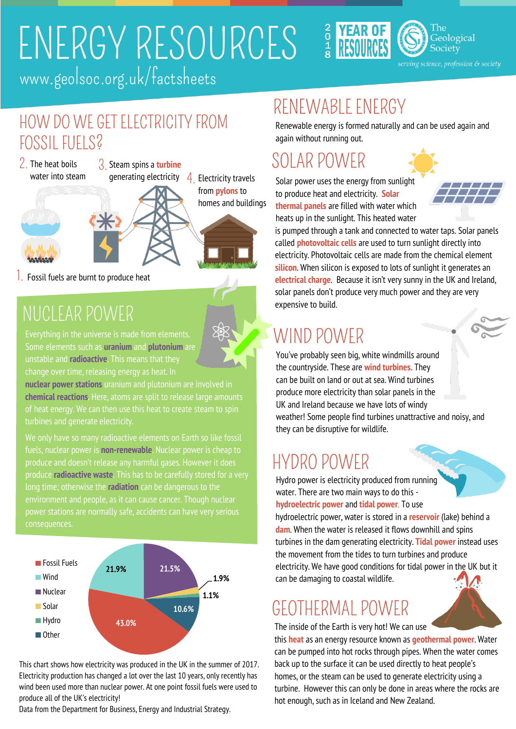# ENERGY RESOURCES

www.geolsoc.org.uk/factsheets

2018 YEAR OF RESOURCES

The Geological Society — serving science, profession & society

## HOW DO WE GET ELECTRICITY FROM FOSSIL FUELS?

1. Fossil fuels are burnt to produce heat
2. The heat boils water into steam
3. Steam spins a **turbine** generating electricity
4. Electricity travels from **pylons** to homes and buildings

## NUCLEAR POWER

Everything in the universe is made from elements. Some elements such as **uranium** and **plutonium** are unstable and **radioactive**. This means that they change over time, releasing energy as heat. In **nuclear power stations** uranium and plutonium are involved in **chemical reactions**. Here, atoms are split to release large amounts of heat energy. We can then use this heat to create steam to spin turbines and generate electricity.

We only have so many radioactive elements on Earth so like fossil fuels, nuclear power is **non-renewable**. Nuclear power is cheap to produce and doesn't release any harmful gases. However it does produce **radioactive waste**. This has to be carefully stored for a very long time; otherwise the **radiation** can be dangerous to the environment and people, as it can cause cancer. Though nuclear power stations are normally safe, accidents can have very serious consequences.

Fossil Fuels
Wind
Nuclear
Solar
Hydro
Other

21.9%
21.5%
1.9%
1.1%
10.6%
43.0%

This chart shows how electricity was produced in the UK in the summer of 2017. Electricity production has changed a lot over the last 10 years, only recently has wind been used more than nuclear power. At one point fossil fuels were used to produce all of the UK's electricity!
Data from the Department for Business, Energy and Industrial Strategy.

## RENEWABLE ENERGY

Renewable energy is formed naturally and can be used again and again without running out.

## SOLAR POWER

Solar power uses the energy from sunlight to produce heat and electricity. **Solar thermal panels** are filled with water which heats up in the sunlight. This heated water is pumped through a tank and connected to water taps. Solar panels called **photovoltaic cells** are used to turn sunlight directly into electricity. Photovoltaic cells are made from the chemical element **silicon**. When silicon is exposed to lots of sunlight it generates an **electrical charge**. Because it isn't very sunny in the UK and Ireland, solar panels don't produce very much power and they are very expensive to build.

## WIND POWER

You've probably seen big, white windmills around the countryside. These are **wind turbines.** They can be built on land or out at sea. Wind turbines produce more electricity than solar panels in the UK and Ireland because we have lots of windy weather! Some people find turbines unattractive and noisy, and they can be disruptive for wildlife.

## HYDRO POWER

Hydro power is electricity produced from running water. There are two main ways to do this - **hydroelectric power** and **tidal power**. To use hydroelectric power, water is stored in a **reservoir** (lake) behind a **dam**. When the water is released it flows downhill and spins turbines in the dam generating electricity. **Tidal power** instead uses the movement from the tides to turn turbines and produce electricity. We have good conditions for tidal power in the UK but it can be damaging to coastal wildlife.

## GEOTHERMAL POWER

The inside of the Earth is very hot! We can use this **heat** as an energy resource known as **geothermal power**. Water can be pumped into hot rocks through pipes. When the water comes back up to the surface it can be used directly to heat people's homes, or the steam can be used to generate electricity using a turbine. However this can only be done in areas where the rocks are hot enough, such as in Iceland and New Zealand.